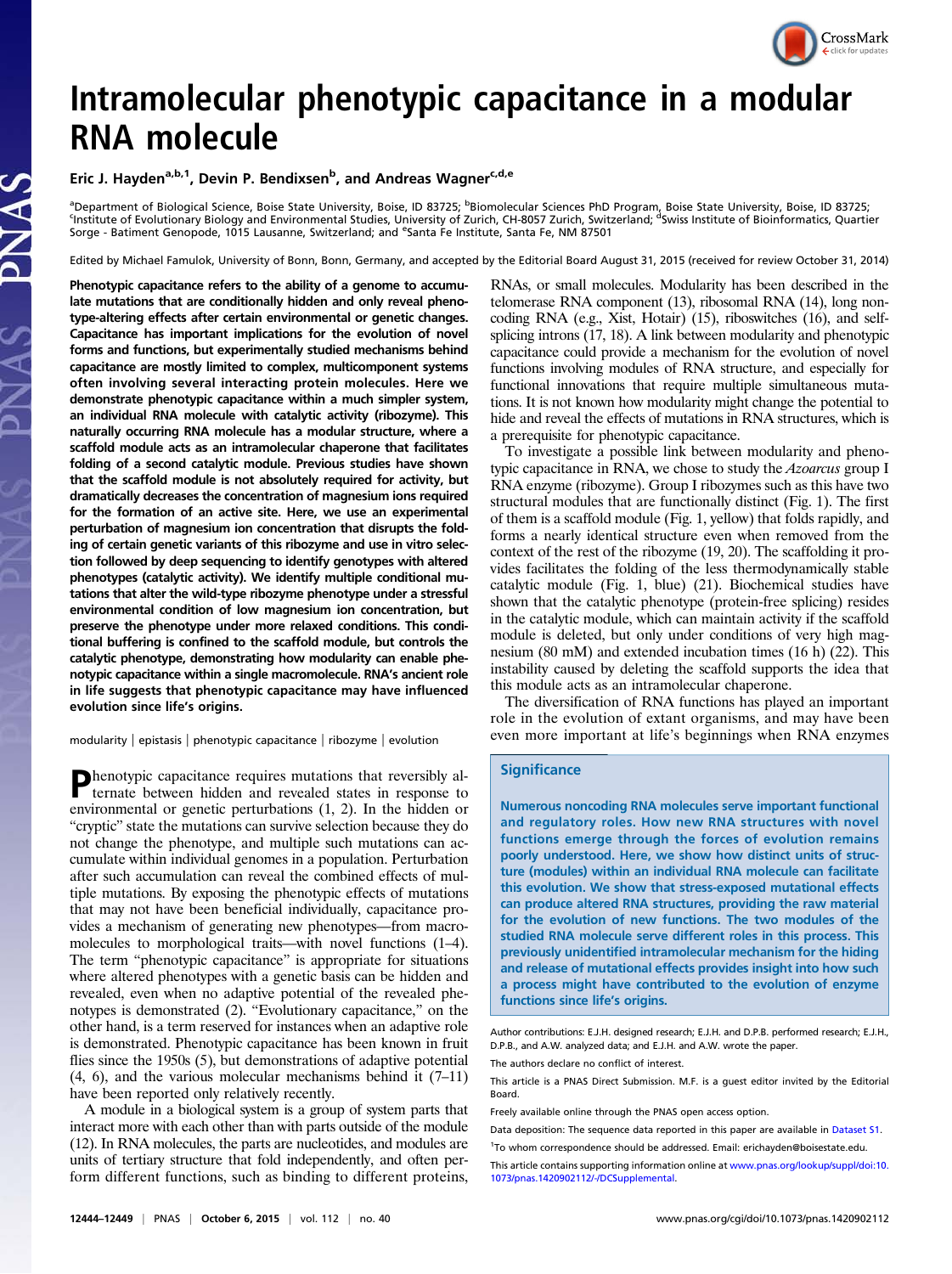# Intramolecular phenotypic capacitance in a modular RNA molecule

Eric J. Hayden[a,b,1], Devin P. Bendixsen[b], and Andreas Wagner[c,d,e]

[a]Department of Biological Science, Boise State University, Boise, ID 83725; [b]Biomolecular Sciences PhD Program, Boise State University, Boise, ID 83725; [c]Institute of Evolutionary Biology and Environmental Studies, University of Zurich, CH-8057 Zurich, Switzerland; [d]Swiss Institute of Bioinformatics, Quartier Sorge - Batiment Genopode, 1015 Lausanne, Switzerland; and [e]Santa Fe Institute, Santa Fe, NM 87501

Edited by Michael Famulok, University of Bonn, Bonn, Germany, and accepted by the Editorial Board August 31, 2015 (received for review October 31, 2014)

**Phenotypic capacitance refers to the ability of a genome to accumulate mutations that are conditionally hidden and only reveal phenotype-altering effects after certain environmental or genetic changes. Capacitance has important implications for the evolution of novel forms and functions, but experimentally studied mechanisms behind capacitance are mostly limited to complex, multicomponent systems often involving several interacting protein molecules. Here we demonstrate phenotypic capacitance within a much simpler system, an individual RNA molecule with catalytic activity (ribozyme). This naturally occurring RNA molecule has a modular structure, where a scaffold module acts as an intramolecular chaperone that facilitates folding of a second catalytic module. Previous studies have shown that the scaffold module is not absolutely required for activity, but dramatically decreases the concentration of magnesium ions required for the formation of an active site. Here, we use an experimental perturbation of magnesium ion concentration that disrupts the folding of certain genetic variants of this ribozyme and use in vitro selection followed by deep sequencing to identify genotypes with altered phenotypes (catalytic activity). We identify multiple conditional mutations that alter the wild-type ribozyme phenotype under a stressful environmental condition of low magnesium ion concentration, but preserve the phenotype under more relaxed conditions. This conditional buffering is confined to the scaffold module, but controls the catalytic phenotype, demonstrating how modularity can enable phenotypic capacitance within a single macromolecule. RNA's ancient role in life suggests that phenotypic capacitance may have influenced evolution since life's origins.**

modularity | epistasis | phenotypic capacitance | ribozyme | evolution

Phenotypic capacitance requires mutations that reversibly alternate between hidden and revealed states in response to environmental or genetic perturbations (1, 2). In the hidden or "cryptic" state the mutations can survive selection because they do not change the phenotype, and multiple such mutations can accumulate within individual genomes in a population. Perturbation after such accumulation can reveal the combined effects of multiple mutations. By exposing the phenotypic effects of mutations that may not have been beneficial individually, capacitance provides a mechanism of generating new phenotypes—from macromolecules to morphological traits—with novel functions (1–4). The term "phenotypic capacitance" is appropriate for situations where altered phenotypes with a genetic basis can be hidden and revealed, even when no adaptive potential of the revealed phenotypes is demonstrated (2). "Evolutionary capacitance," on the other hand, is a term reserved for instances when an adaptive role is demonstrated. Phenotypic capacitance has been known in fruit flies since the 1950s (5), but demonstrations of adaptive potential (4, 6), and the various molecular mechanisms behind it (7–11) have been reported only relatively recently.

A module in a biological system is a group of system parts that interact more with each other than with parts outside of the module (12). In RNA molecules, the parts are nucleotides, and modules are units of tertiary structure that fold independently, and often perform different functions, such as binding to different proteins, RNAs, or small molecules. Modularity has been described in the telomerase RNA component (13), ribosomal RNA (14), long noncoding RNA (e.g., Xist, Hotair) (15), riboswitches (16), and self-splicing introns (17, 18). A link between modularity and phenotypic capacitance could provide a mechanism for the evolution of novel functions involving modules of RNA structure, and especially for functional innovations that require multiple simultaneous mutations. It is not known how modularity might change the potential to hide and reveal the effects of mutations in RNA structures, which is a prerequisite for phenotypic capacitance.

To investigate a possible link between modularity and phenotypic capacitance in RNA, we chose to study the *Azoarcus* group I RNA enzyme (ribozyme). Group I ribozymes such as this have two structural modules that are functionally distinct (Fig. 1). The first of them is a scaffold module (Fig. 1, yellow) that folds rapidly, and forms a nearly identical structure even when removed from the context of the rest of the ribozyme (19, 20). The scaffolding it provides facilitates the folding of the less thermodynamically stable catalytic module (Fig. 1, blue) (21). Biochemical studies have shown that the catalytic phenotype (protein-free splicing) resides in the catalytic module, which can maintain activity if the scaffold module is deleted, but only under conditions of very high magnesium (80 mM) and extended incubation times (16 h) (22). This instability caused by deleting the scaffold supports the idea that this module acts as an intramolecular chaperone.

The diversification of RNA functions has played an important role in the evolution of extant organisms, and may have been even more important at life's beginnings when RNA enzymes

## Significance

Numerous noncoding RNA molecules serve important functional and regulatory roles. How new RNA structures with novel functions emerge through the forces of evolution remains poorly understood. Here, we show how distinct units of structure (modules) within an individual RNA molecule can facilitate this evolution. We show that stress-exposed mutational effects can produce altered RNA structures, providing the raw material for the evolution of new functions. The two modules of the studied RNA molecule serve different roles in this process. This previously unidentified intramolecular mechanism for the hiding and release of mutational effects provides insight into how such a process might have contributed to the evolution of enzyme functions since life's origins.

Author contributions: E.J.H. designed research; E.J.H. and D.P.B. performed research; E.J.H., D.P.B., and A.W. analyzed data; and E.J.H. and A.W. wrote the paper.

The authors declare no conflict of interest.

This article is a PNAS Direct Submission. M.F. is a guest editor invited by the Editorial Board.

Freely available online through the PNAS open access option.

Data deposition: The sequence data reported in this paper are available in Dataset S1.

[1]To whom correspondence should be addressed. Email: erichayden@boisestate.edu.

This article contains supporting information online at www.pnas.org/lookup/suppl/doi:10.1073/pnas.1420902112/-/DCSupplemental.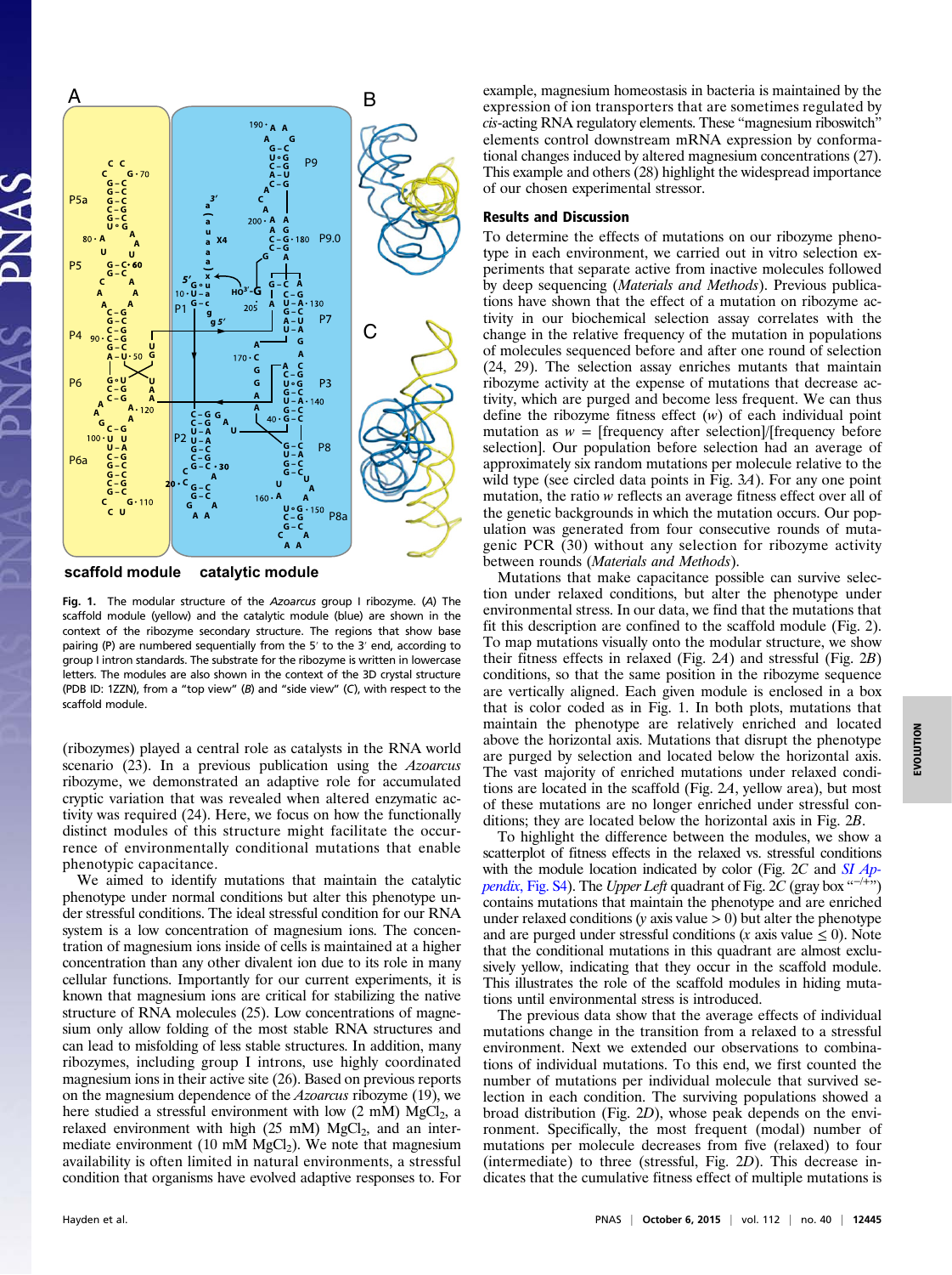Fig. 1. The modular structure of the *Azoarcus* group I ribozyme. (*A*) The scaffold module (yellow) and the catalytic module (blue) are shown in the context of the ribozyme secondary structure. The regions that show base pairing (P) are numbered sequentially from the 5′ to the 3′ end, according to group I intron standards. The substrate for the ribozyme is written in lowercase letters. The modules are also shown in the context of the 3D crystal structure (PDB ID: 1ZZN), from a "top view" (*B*) and "side view" (*C*), with respect to the scaffold module.

(ribozymes) played a central role as catalysts in the RNA world scenario (23). In a previous publication using the *Azoarcus* ribozyme, we demonstrated an adaptive role for accumulated cryptic variation that was revealed when altered enzymatic activity was required (24). Here, we focus on how the functionally distinct modules of this structure might facilitate the occurrence of environmentally conditional mutations that enable phenotypic capacitance.

We aimed to identify mutations that maintain the catalytic phenotype under normal conditions but alter this phenotype under stressful conditions. The ideal stressful condition for our RNA system is a low concentration of magnesium ions. The concentration of magnesium ions inside of cells is maintained at a higher concentration than any other divalent ion due to its role in many cellular functions. Importantly for our current experiments, it is known that magnesium ions are critical for stabilizing the native structure of RNA molecules (25). Low concentrations of magnesium only allow folding of the most stable RNA structures and can lead to misfolding of less stable structures. In addition, many ribozymes, including group I introns, use highly coordinated magnesium ions in their active site (26). Based on previous reports on the magnesium dependence of the *Azoarcus* ribozyme (19), we here studied a stressful environment with low (2 mM) $MgCl_2$, a relaxed environment with high (25 mM) $MgCl_2$, and an intermediate environment (10 mM $MgCl_2$). We note that magnesium availability is often limited in natural environments, a stressful condition that organisms have evolved adaptive responses to. For example, magnesium homeostasis in bacteria is maintained by the expression of ion transporters that are sometimes regulated by *cis*-acting RNA regulatory elements. These "magnesium riboswitch" elements control downstream mRNA expression by conformational changes induced by altered magnesium concentrations (27). This example and others (28) highlight the widespread importance of our chosen experimental stressor.

## Results and Discussion

To determine the effects of mutations on our ribozyme phenotype in each environment, we carried out in vitro selection experiments that separate active from inactive molecules followed by deep sequencing (*Materials and Methods*). Previous publications have shown that the effect of a mutation on ribozyme activity in our biochemical selection assay correlates with the change in the relative frequency of the mutation in populations of molecules sequenced before and after one round of selection (24, 29). The selection assay enriches mutants that maintain ribozyme activity at the expense of mutations that decrease activity, which are purged and become less frequent. We can thus define the ribozyme fitness effect ($w$) of each individual point mutation as $w$ = [frequency after selection]/[frequency before selection]. Our population before selection had an average of approximately six random mutations per molecule relative to the wild type (see circled data points in Fig. 3*A*). For any one point mutation, the ratio $w$ reflects an average fitness effect over all of the genetic backgrounds in which the mutation occurs. Our population was generated from four consecutive rounds of mutagenic PCR (30) without any selection for ribozyme activity between rounds (*Materials and Methods*).

Mutations that make capacitance possible can survive selection under relaxed conditions, but alter the phenotype under environmental stress. In our data, we find that the mutations that fit this description are confined to the scaffold module (Fig. 2). To map mutations visually onto the modular structure, we show their fitness effects in relaxed (Fig. 2*A*) and stressful (Fig. 2*B*) conditions, so that the same position in the ribozyme sequence are vertically aligned. Each given module is enclosed in a box that is color coded as in Fig. 1. In both plots, mutations that maintain the phenotype are relatively enriched and located above the horizontal axis. Mutations that disrupt the phenotype are purged by selection and located below the horizontal axis. The vast majority of enriched mutations under relaxed conditions are located in the scaffold (Fig. 2*A*, yellow area), but most of these mutations are no longer enriched under stressful conditions; they are located below the horizontal axis in Fig. 2*B*.

To highlight the difference between the modules, we show a scatterplot of fitness effects in the relaxed vs. stressful conditions with the module location indicated by color (Fig. 2*C* and *SI Appendix*, Fig. S4). The *Upper Left* quadrant of Fig. 2*C* (gray box "−/+") contains mutations that maintain the phenotype and are enriched under relaxed conditions (*y* axis value > 0) but alter the phenotype and are purged under stressful conditions (*x* axis value ≤ 0). Note that the conditional mutations in this quadrant are almost exclusively yellow, indicating that they occur in the scaffold module. This illustrates the role of the scaffold modules in hiding mutations until environmental stress is introduced.

The previous data show that the average effects of individual mutations change in the transition from a relaxed to a stressful environment. Next we extended our observations to combinations of individual mutations. To this end, we first counted the number of mutations per individual molecule that survived selection in each condition. The surviving populations showed a broad distribution (Fig. 2*D*), whose peak depends on the environment. Specifically, the most frequent (modal) number of mutations per molecule decreases from five (relaxed) to four (intermediate) to three (stressful, Fig. 2*D*). This decrease indicates that the cumulative fitness effect of multiple mutations is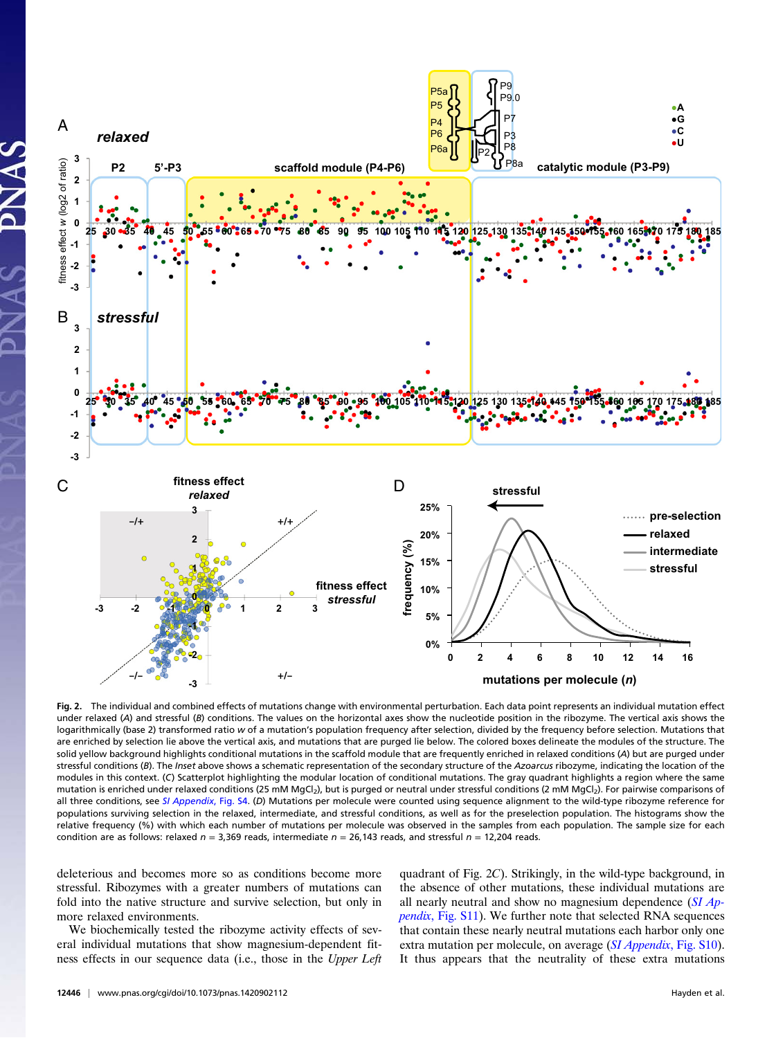**Fig. 2.** The individual and combined effects of mutations change with environmental perturbation. Each data point represents an individual mutation effect under relaxed (*A*) and stressful (*B*) conditions. The values on the horizontal axes show the nucleotide position in the ribozyme. The vertical axis shows the logarithmically (base 2) transformed ratio *w* of a mutation's population frequency after selection, divided by the frequency before selection. Mutations that are enriched by selection lie above the vertical axis, and mutations that are purged lie below. The colored boxes delineate the modules of the structure. The solid yellow background highlights conditional mutations in the scaffold module that are frequently enriched in relaxed conditions (*A*) but are purged under stressful conditions (*B*). The *Inset* above shows a schematic representation of the secondary structure of the *Azoarcus* ribozyme, indicating the location of the modules in this context. (*C*) Scatterplot highlighting the modular location of conditional mutations. The gray quadrant highlights a region where the same mutation is enriched under relaxed conditions (25 mM $MgCl_2$), but is purged or neutral under stressful conditions (2 mM $MgCl_2$). For pairwise comparisons of all three conditions, see *SI Appendix*, Fig. S4. (*D*) Mutations per molecule were counted using sequence alignment to the wild-type ribozyme reference for populations surviving selection in the relaxed, intermediate, and stressful conditions, as well as for the preselection population. The histograms show the relative frequency (%) with which each number of mutations per molecule was observed in the samples from each population. The sample size for each condition are as follows: relaxed $n$ = 3,369 reads, intermediate $n$ = 26,143 reads, and stressful $n$ = 12,204 reads.

deleterious and becomes more so as conditions become more stressful. Ribozymes with a greater numbers of mutations can fold into the native structure and survive selection, but only in more relaxed environments.

We biochemically tested the ribozyme activity effects of several individual mutations that show magnesium-dependent fitness effects in our sequence data (i.e., those in the *Upper Left* quadrant of Fig. 2*C*). Strikingly, in the wild-type background, in the absence of other mutations, these individual mutations are all nearly neutral and show no magnesium dependence (*SI Appendix*, Fig. S11). We further note that selected RNA sequences that contain these nearly neutral mutations each harbor only one extra mutation per molecule, on average (*SI Appendix*, Fig. S10). It thus appears that the neutrality of these extra mutations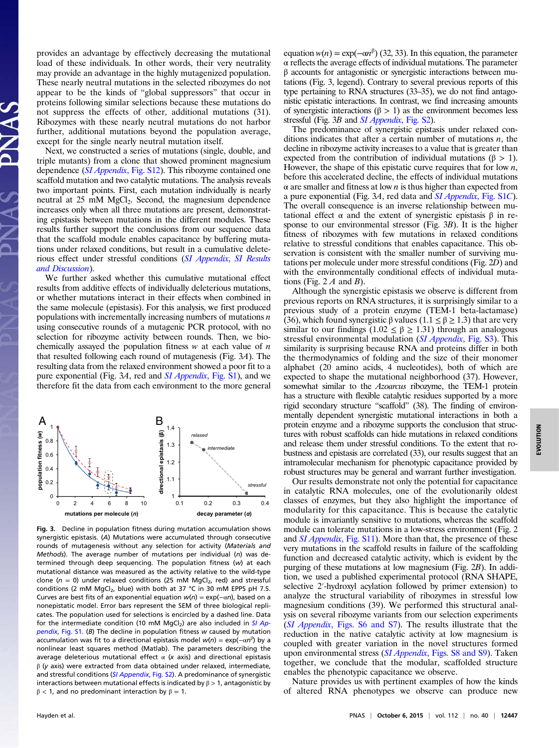provides an advantage by effectively decreasing the mutational load of these individuals. In other words, their very neutrality may provide an advantage in the highly mutagenized population. These nearly neutral mutations in the selected ribozymes do not appear to be the kinds of "global suppressors" that occur in proteins following similar selections because these mutations do not suppress the effects of other, additional mutations (31). Ribozymes with these nearly neutral mutations do not harbor further, additional mutations beyond the population average, except for the single nearly neutral mutation itself.

Next, we constructed a series of mutations (single, double, and triple mutants) from a clone that showed prominent magnesium dependence (*SI Appendix*, Fig. S12). This ribozyme contained one scaffold mutation and two catalytic mutations. The analysis reveals two important points. First, each mutation individually is nearly neutral at 25 mM $MgCl_2$. Second, the magnesium dependence increases only when all three mutations are present, demonstrating epistasis between mutations in the different modules. These results further support the conclusions from our sequence data that the scaffold module enables capacitance by buffering mutations under relaxed conditions, but result in a cumulative deleterious effect under stressful conditions (*SI Appendix, SI Results and Discussion*).

We further asked whether this cumulative mutational effect results from additive effects of individually deleterious mutations, or whether mutations interact in their effects when combined in the same molecule (epistasis). For this analysis, we first produced populations with incrementally increasing numbers of mutations $n$ using consecutive rounds of a mutagenic PCR protocol, with no selection for ribozyme activity between rounds. Then, we biochemically assayed the population fitness $w$ at each value of $n$ that resulted following each round of mutagenesis (Fig. 3*A*). The resulting data from the relaxed environment showed a poor fit to a pure exponential (Fig. 3*A*, red and *SI Appendix*, Fig. S1), and we therefore fit the data from each environment to the more general equation $w(n) = \exp(-\alpha n^{\beta})$ (32, 33). In this equation, the parameter $\alpha$ reflects the average effects of individual mutations. The parameter $\beta$ accounts for antagonistic or synergistic interactions between mutations (Fig. 3, legend). Contrary to several previous reports of this type pertaining to RNA structures (33–35), we do not find antagonistic epistatic interactions. In contrast, we find increasing amounts of synergistic interactions ($\beta > 1$) as the environment becomes less stressful (Fig. 3*B* and *SI Appendix*, Fig. S2).

The predominance of synergistic epistasis under relaxed conditions indicates that after a certain number of mutations $n$, the decline in ribozyme activity increases to a value that is greater than expected from the contribution of individual mutations ($\beta > 1$). However, the shape of this epistatic curve requires that for low $n$, before this accelerated decline, the effects of individual mutations $\alpha$ are smaller and fitness at low $n$ is thus higher than expected from a pure exponential (Fig. 3*A*, red data and *SI Appendix*, Fig. S1*C*). The overall consequence is an inverse relationship between mutational effect $\alpha$ and the extent of synergistic epistasis $\beta$ in response to our environmental stressor (Fig. 3*B*). It is the higher fitness of ribozymes with few mutations in relaxed conditions relative to stressful conditions that enables capacitance. This observation is consistent with the smaller number of surviving mutations per molecule under more stressful conditions (Fig. 2*D*) and with the environmentally conditional effects of individual mutations (Fig. 2 *A* and *B*).

Although the synergistic epistasis we observe is different from previous reports on RNA structures, it is surprisingly similar to a previous study of a protein enzyme (TEM-1 beta-lactamase) (36), which found synergistic $\beta$ values ($1.1 \leq \beta \geq 1.3$) that are very similar to our findings ($1.02 \leq \beta \geq 1.31$) through an analogous stressful environmental modulation (*SI Appendix*, Fig. S3). This similarity is surprising because RNA and proteins differ in both the thermodynamics of folding and the size of their monomer alphabet (20 amino acids, 4 nucleotides), both of which are expected to shape the mutational neighborhood (37). However, somewhat similar to the *Azoarcus* ribozyme, the TEM-1 protein has a structure with flexible catalytic residues supported by a more rigid secondary structure "scaffold" (38). The finding of environmentally dependent synergistic mutational interactions in both a protein enzyme and a ribozyme supports the conclusion that structures with robust scaffolds can hide mutations in relaxed conditions and release them under stressful conditions. To the extent that robustness and epistasis are correlated (33), our results suggest that an intramolecular mechanism for phenotypic capacitance provided by robust structures may be general and warrant further investigation.

Our results demonstrate not only the potential for capacitance in catalytic RNA molecules, one of the evolutionarily oldest classes of enzymes, but they also highlight the importance of modularity for this capacitance. This is because the catalytic module is invariantly sensitive to mutations, whereas the scaffold module can tolerate mutations in a low-stress environment (Fig. 2 and *SI Appendix*, Fig. S11). More than that, the presence of these very mutations in the scaffold results in failure of the scaffolding function and decreased catalytic activity, which is evident by the purging of these mutations at low magnesium (Fig. 2*B*). In addition, we used a published experimental protocol (RNA SHAPE, selective 2′-hydroxyl acylation followed by primer extension) to analyze the structural variability of ribozymes in stressful low magnesium conditions (39). We performed this structural analysis on several ribozyme variants from our selection experiments (*SI Appendix*, Figs. S6 and S7). The results illustrate that the reduction in the native catalytic activity at low magnesium is coupled with greater variation in the novel structures formed upon environmental stress (*SI Appendix*, Figs. S8 and S9). Taken together, we conclude that the modular, scaffolded structure enables the phenotypic capacitance we observe.

Nature provides us with pertinent examples of how the kinds of altered RNA phenotypes we observe can produce new

**Fig. 3.** Decline in population fitness during mutation accumulation shows synergistic epistasis. (*A*) Mutations were accumulated through consecutive rounds of mutagenesis without any selection for activity (*Materials and Methods*). The average number of mutations per individual ($n$) was determined through deep sequencing. The population fitness ($w$) at each mutational distance was measured as the activity relative to the wild-type clone ($n = 0$) under relaxed conditions (25 mM $MgCl_2$, red) and stressful conditions (2 mM $MgCl_2$, blue) with both at 37 °C in 30 mM EPPS pH 7.5. Curves are best fits of an exponential equation $w(n) = \exp(-\alpha n)$, based on a nonepistatic model. Error bars represent the SEM of three biological replicates. The population used for selections is encircled by a dashed line. Data for the intermediate condition (10 mM $MgCl_2$) are also included in *SI Appendix*, Fig. S1. (*B*) The decline in population fitness $w$ caused by mutation accumulation was fit to a directional epistasis model $w(n) = \exp(-\alpha n^{\beta})$ by a nonlinear least squares method (Matlab). The parameters describing the average deleterious mutational effect $\alpha$ ($x$ axis) and directional epistasis $\beta$ ($y$ axis) were extracted from data obtained under relaxed, intermediate, and stressful conditions (*SI Appendix*, Fig. S2). A predominance of synergistic interactions between mutational effects is indicated by $\beta > 1$, antagonistic by $\beta < 1$, and no predominant interaction by $\beta = 1$.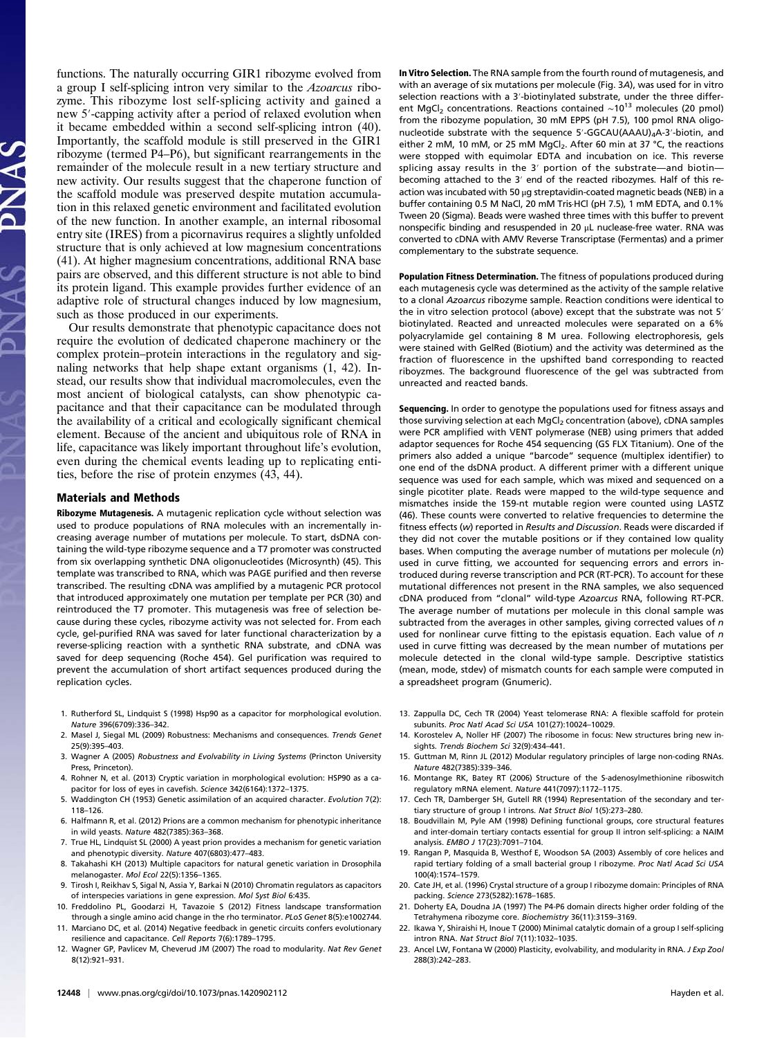functions. The naturally occurring GIR1 ribozyme evolved from a group I self-splicing intron very similar to the *Azoarcus* ribozyme. This ribozyme lost self-splicing activity and gained a new 5′-capping activity after a period of relaxed evolution when it became embedded within a second self-splicing intron (40). Importantly, the scaffold module is still preserved in the GIR1 ribozyme (termed P4–P6), but significant rearrangements in the remainder of the molecule result in a new tertiary structure and new activity. Our results suggest that the chaperone function of the scaffold module was preserved despite mutation accumulation in this relaxed genetic environment and facilitated evolution of the new function. In another example, an internal ribosomal entry site (IRES) from a picornavirus requires a slightly unfolded structure that is only achieved at low magnesium concentrations (41). At higher magnesium concentrations, additional RNA base pairs are observed, and this different structure is not able to bind its protein ligand. This example provides further evidence of an adaptive role of structural changes induced by low magnesium, such as those produced in our experiments.

Our results demonstrate that phenotypic capacitance does not require the evolution of dedicated chaperone machinery or the complex protein–protein interactions in the regulatory and signaling networks that help shape extant organisms (1, 42). Instead, our results show that individual macromolecules, even the most ancient of biological catalysts, can show phenotypic capacitance and that their capacitance can be modulated through the availability of a critical and ecologically significant chemical element. Because of the ancient and ubiquitous role of RNA in life, capacitance was likely important throughout life's evolution, even during the chemical events leading up to replicating entities, before the rise of protein enzymes (43, 44).

## Materials and Methods

**Ribozyme Mutagenesis.** A mutagenic replication cycle without selection was used to produce populations of RNA molecules with an incrementally increasing average number of mutations per molecule. To start, dsDNA containing the wild-type ribozyme sequence and a T7 promoter was constructed from six overlapping synthetic DNA oligonucleotides (Microsynth) (45). This template was transcribed to RNA, which was PAGE purified and then reverse transcribed. The resulting cDNA was amplified by a mutagenic PCR protocol that introduced approximately one mutation per template per PCR (30) and reintroduced the T7 promoter. This mutagenesis was free of selection because during these cycles, ribozyme activity was not selected for. From each cycle, gel-purified RNA was saved for later functional characterization by a reverse-splicing reaction with a synthetic RNA substrate, and cDNA was saved for deep sequencing (Roche 454). Gel purification was required to prevent the accumulation of short artifact sequences produced during the replication cycles.

**In Vitro Selection.** The RNA sample from the fourth round of mutagenesis, and with an average of six mutations per molecule (Fig. 3*A*), was used for in vitro selection reactions with a 3′-biotinylated substrate, under the three different $MgCl_2$ concentrations. Reactions contained $\sim 10^{13}$ molecules (20 pmol) from the ribozyme population, 30 mM EPPS (pH 7.5), 100 pmol RNA oligonucleotide substrate with the sequence 5′-GGCAU(AAAU)$_4$A-3′-biotin, and either 2 mM, 10 mM, or 25 mM $MgCl_2$. After 60 min at 37 °C, the reactions were stopped with equimolar EDTA and incubation on ice. This reverse splicing assay results in the 3′ portion of the substrate—and biotin—becoming attached to the 3′ end of the reacted ribozymes. Half of this reaction was incubated with 50 μg streptavidin-coated magnetic beads (NEB) in a buffer containing 0.5 M NaCl, 20 mM Tris·HCl (pH 7.5), 1 mM EDTA, and 0.1% Tween 20 (Sigma). Beads were washed three times with this buffer to prevent nonspecific binding and resuspended in 20 μL nuclease-free water. RNA was converted to cDNA with AMV Reverse Transcriptase (Fermentas) and a primer complementary to the substrate sequence.

**Population Fitness Determination.** The fitness of populations produced during each mutagenesis cycle was determined as the activity of the sample relative to a clonal *Azoarcus* ribozyme sample. Reaction conditions were identical to the in vitro selection protocol (above) except that the substrate was not 5′ biotinylated. Reacted and unreacted molecules were separated on a 6% polyacrylamide gel containing 8 M urea. Following electrophoresis, gels were stained with GelRed (Biotium) and the activity was determined as the fraction of fluorescence in the upshifted band corresponding to reacted ribozymes. The background fluorescence of the gel was subtracted from unreacted and reacted bands.

**Sequencing.** In order to genotype the populations used for fitness assays and those surviving selection at each $MgCl_2$ concentration (above), cDNA samples were PCR amplified with VENT polymerase (NEB) using primers that added adaptor sequences for Roche 454 sequencing (GS FLX Titanium). One of the primers also added a unique "barcode" sequence (multiplex identifier) to one end of the dsDNA product. A different primer with a different unique sequence was used for each sample, which was mixed and sequenced on a single picotiter plate. Reads were mapped to the wild-type sequence and mismatches inside the 159-nt mutable region were counted using LASTZ (46). These counts were converted to relative frequencies to determine the fitness effects ($w$) reported in *Results and Discussion*. Reads were discarded if they did not cover the mutable positions or if they contained low quality bases. When computing the average number of mutations per molecule ($n$) used in curve fitting, we accounted for sequencing errors and errors introduced during reverse transcription and PCR (RT-PCR). To account for these mutational differences not present in the RNA samples, we also sequenced cDNA produced from "clonal" wild-type *Azoarcus* RNA, following RT-PCR. The average number of mutations per molecule in this clonal sample was subtracted from the averages in other samples, giving corrected values of $n$ used for nonlinear curve fitting to the epistasis equation. Each value of $n$ used in curve fitting was decreased by the mean number of mutations per molecule detected in the clonal wild-type sample. Descriptive statistics (mean, mode, stdev) of mismatch counts for each sample were computed in a spreadsheet program (Gnumeric).

1. Rutherford SL, Lindquist S (1998) Hsp90 as a capacitor for morphological evolution. *Nature* 396(6709):336–342.
2. Masel J, Siegal ML (2009) Robustness: Mechanisms and consequences. *Trends Genet* 25(9):395–403.
3. Wagner A (2005) *Robustness and Evolvability in Living Systems* (Princton University Press, Princeton).
4. Rohner N, et al. (2013) Cryptic variation in morphological evolution: HSP90 as a capacitor for loss of eyes in cavefish. *Science* 342(6164):1372–1375.
5. Waddington CH (1953) Genetic assimilation of an acquired character. *Evolution* 7(2): 118–126.
6. Halfmann R, et al. (2012) Prions are a common mechanism for phenotypic inheritance in wild yeasts. *Nature* 482(7385):363–368.
7. True HL, Lindquist SL (2000) A yeast prion provides a mechanism for genetic variation and phenotypic diversity. *Nature* 407(6803):477–483.
8. Takahashi KH (2013) Multiple capacitors for natural genetic variation in Drosophila melanogaster. *Mol Ecol* 22(5):1356–1365.
9. Tirosh I, Reikhav S, Sigal N, Assia Y, Barkai N (2010) Chromatin regulators as capacitors of interspecies variations in gene expression. *Mol Syst Biol* 6:435.
10. Freddolino PL, Goodarzi H, Tavazoie S (2012) Fitness landscape transformation through a single amino acid change in the rho terminator. *PLoS Genet* 8(5):e1002744.
11. Marciano DC, et al. (2014) Negative feedback in genetic circuits confers evolutionary resilience and capacitance. *Cell Reports* 7(6):1789–1795.
12. Wagner GP, Pavlicev M, Cheverud JM (2007) The road to modularity. *Nat Rev Genet* 8(12):921–931.
13. Zappulla DC, Cech TR (2004) Yeast telomerase RNA: A flexible scaffold for protein subunits. *Proc Natl Acad Sci USA* 101(27):10024–10029.
14. Korostelev A, Noller HF (2007) The ribosome in focus: New structures bring new insights. *Trends Biochem Sci* 32(9):434–441.
15. Guttman M, Rinn JL (2012) Modular regulatory principles of large non-coding RNAs. *Nature* 482(7385):339–346.
16. Montange RK, Batey RT (2006) Structure of the S-adenosylmethionine riboswitch regulatory mRNA element. *Nature* 441(7097):1172–1175.
17. Cech TR, Damberger SH, Gutell RR (1994) Representation of the secondary and tertiary structure of group I introns. *Nat Struct Biol* 1(5):273–280.
18. Boudvillain M, Pyle AM (1998) Defining functional groups, core structural features and inter-domain tertiary contacts essential for group II intron self-splicing: a NAIM analysis. *EMBO J* 17(23):7091–7104.
19. Rangan P, Masquida B, Westhof E, Woodson SA (2003) Assembly of core helices and rapid tertiary folding of a small bacterial group I ribozyme. *Proc Natl Acad Sci USA* 100(4):1574–1579.
20. Cate JH, et al. (1996) Crystal structure of a group I ribozyme domain: Principles of RNA packing. *Science* 273(5282):1678–1685.
21. Doherty EA, Doudna JA (1997) The P4-P6 domain directs higher order folding of the Tetrahymena ribozyme core. *Biochemistry* 36(11):3159–3169.
22. Ikawa Y, Shiraishi H, Inoue T (2000) Minimal catalytic domain of a group I self-splicing intron RNA. *Nat Struct Biol* 7(11):1032–1035.
23. Ancel LW, Fontana W (2000) Plasticity, evolvability, and modularity in RNA. *J Exp Zool* 288(3):242–283.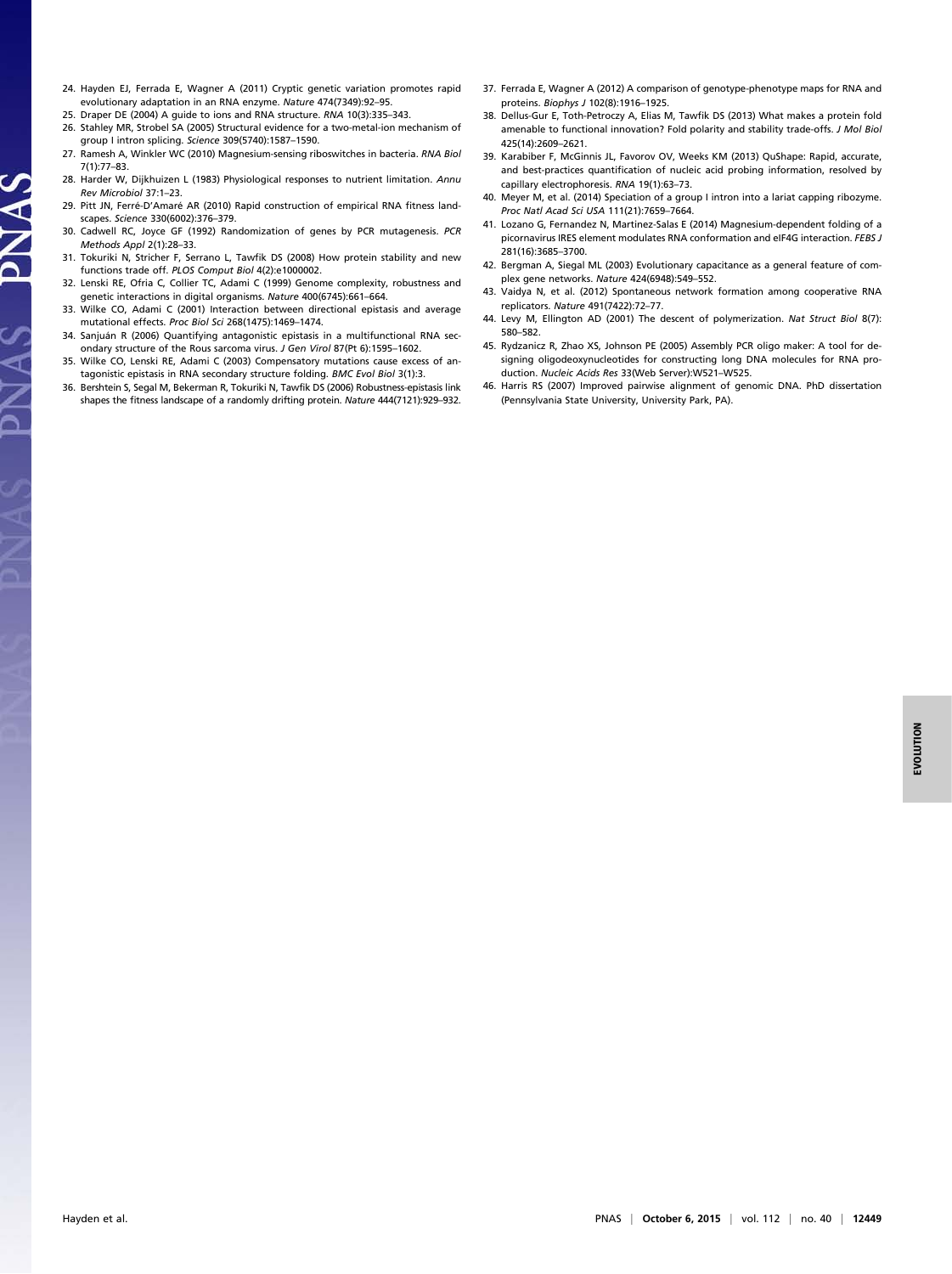24. Hayden EJ, Ferrada E, Wagner A (2011) Cryptic genetic variation promotes rapid evolutionary adaptation in an RNA enzyme. *Nature* 474(7349):92–95.
25. Draper DE (2004) A guide to ions and RNA structure. *RNA* 10(3):335–343.
26. Stahley MR, Strobel SA (2005) Structural evidence for a two-metal-ion mechanism of group I intron splicing. *Science* 309(5740):1587–1590.
27. Ramesh A, Winkler WC (2010) Magnesium-sensing riboswitches in bacteria. *RNA Biol* 7(1):77–83.
28. Harder W, Dijkhuizen L (1983) Physiological responses to nutrient limitation. *Annu Rev Microbiol* 37:1–23.
29. Pitt JN, Ferré-D'Amaré AR (2010) Rapid construction of empirical RNA fitness landscapes. *Science* 330(6002):376–379.
30. Cadwell RC, Joyce GF (1992) Randomization of genes by PCR mutagenesis. *PCR Methods Appl* 2(1):28–33.
31. Tokuriki N, Stricher F, Serrano L, Tawfik DS (2008) How protein stability and new functions trade off. *PLOS Comput Biol* 4(2):e1000002.
32. Lenski RE, Ofria C, Collier TC, Adami C (1999) Genome complexity, robustness and genetic interactions in digital organisms. *Nature* 400(6745):661–664.
33. Wilke CO, Adami C (2001) Interaction between directional epistasis and average mutational effects. *Proc Biol Sci* 268(1475):1469–1474.
34. Sanjuán R (2006) Quantifying antagonistic epistasis in a multifunctional RNA secondary structure of the Rous sarcoma virus. *J Gen Virol* 87(Pt 6):1595–1602.
35. Wilke CO, Lenski RE, Adami C (2003) Compensatory mutations cause excess of antagonistic epistasis in RNA secondary structure folding. *BMC Evol Biol* 3(1):3.
36. Bershtein S, Segal M, Bekerman R, Tokuriki N, Tawfik DS (2006) Robustness-epistasis link shapes the fitness landscape of a randomly drifting protein. *Nature* 444(7121):929–932.
37. Ferrada E, Wagner A (2012) A comparison of genotype-phenotype maps for RNA and proteins. *Biophys J* 102(8):1916–1925.
38. Dellus-Gur E, Toth-Petroczy A, Elias M, Tawfik DS (2013) What makes a protein fold amenable to functional innovation? Fold polarity and stability trade-offs. *J Mol Biol* 425(14):2609–2621.
39. Karabiber F, McGinnis JL, Favorov OV, Weeks KM (2013) QuShape: Rapid, accurate, and best-practices quantification of nucleic acid probing information, resolved by capillary electrophoresis. *RNA* 19(1):63–73.
40. Meyer M, et al. (2014) Speciation of a group I intron into a lariat capping ribozyme. *Proc Natl Acad Sci USA* 111(21):7659–7664.
41. Lozano G, Fernandez N, Martinez-Salas E (2014) Magnesium-dependent folding of a picornavirus IRES element modulates RNA conformation and eIF4G interaction. *FEBS J* 281(16):3685–3700.
42. Bergman A, Siegal ML (2003) Evolutionary capacitance as a general feature of complex gene networks. *Nature* 424(6948):549–552.
43. Vaidya N, et al. (2012) Spontaneous network formation among cooperative RNA replicators. *Nature* 491(7422):72–77.
44. Levy M, Ellington AD (2001) The descent of polymerization. *Nat Struct Biol* 8(7):580–582.
45. Rydzanicz R, Zhao XS, Johnson PE (2005) Assembly PCR oligo maker: A tool for designing oligodeoxynucleotides for constructing long DNA molecules for RNA production. *Nucleic Acids Res* 33(Web Server):W521–W525.
46. Harris RS (2007) Improved pairwise alignment of genomic DNA. PhD dissertation (Pennsylvania State University, University Park, PA).